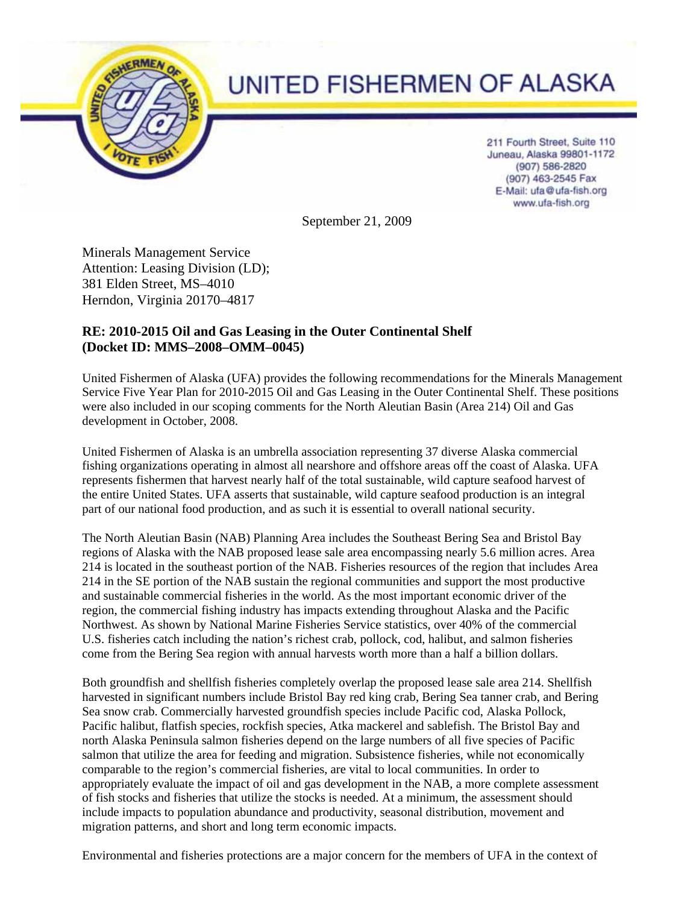# UNITED FISHERMEN OF ALASKA

211 Fourth Street, Suite 110
Juneau, Alaska 99801-1172
(907) 586-2820
(907) 463-2545 Fax
E-Mail: ufa@ufa-fish.org
www.ufa-fish.org

September 21, 2009

Minerals Management Service
Attention: Leasing Division (LD);
381 Elden Street, MS–4010
Herndon, Virginia 20170–4817

**RE: 2010-2015 Oil and Gas Leasing in the Outer Continental Shelf (Docket ID: MMS–2008–OMM–0045)**

United Fishermen of Alaska (UFA) provides the following recommendations for the Minerals Management Service Five Year Plan for 2010-2015 Oil and Gas Leasing in the Outer Continental Shelf. These positions were also included in our scoping comments for the North Aleutian Basin (Area 214) Oil and Gas development in October, 2008.

United Fishermen of Alaska is an umbrella association representing 37 diverse Alaska commercial fishing organizations operating in almost all nearshore and offshore areas off the coast of Alaska. UFA represents fishermen that harvest nearly half of the total sustainable, wild capture seafood harvest of the entire United States. UFA asserts that sustainable, wild capture seafood production is an integral part of our national food production, and as such it is essential to overall national security.

The North Aleutian Basin (NAB) Planning Area includes the Southeast Bering Sea and Bristol Bay regions of Alaska with the NAB proposed lease sale area encompassing nearly 5.6 million acres. Area 214 is located in the southeast portion of the NAB. Fisheries resources of the region that includes Area 214 in the SE portion of the NAB sustain the regional communities and support the most productive and sustainable commercial fisheries in the world. As the most important economic driver of the region, the commercial fishing industry has impacts extending throughout Alaska and the Pacific Northwest. As shown by National Marine Fisheries Service statistics, over 40% of the commercial U.S. fisheries catch including the nation's richest crab, pollock, cod, halibut, and salmon fisheries come from the Bering Sea region with annual harvests worth more than a half a billion dollars.

Both groundfish and shellfish fisheries completely overlap the proposed lease sale area 214. Shellfish harvested in significant numbers include Bristol Bay red king crab, Bering Sea tanner crab, and Bering Sea snow crab. Commercially harvested groundfish species include Pacific cod, Alaska Pollock, Pacific halibut, flatfish species, rockfish species, Atka mackerel and sablefish. The Bristol Bay and north Alaska Peninsula salmon fisheries depend on the large numbers of all five species of Pacific salmon that utilize the area for feeding and migration. Subsistence fisheries, while not economically comparable to the region's commercial fisheries, are vital to local communities. In order to appropriately evaluate the impact of oil and gas development in the NAB, a more complete assessment of fish stocks and fisheries that utilize the stocks is needed. At a minimum, the assessment should include impacts to population abundance and productivity, seasonal distribution, movement and migration patterns, and short and long term economic impacts.

Environmental and fisheries protections are a major concern for the members of UFA in the context of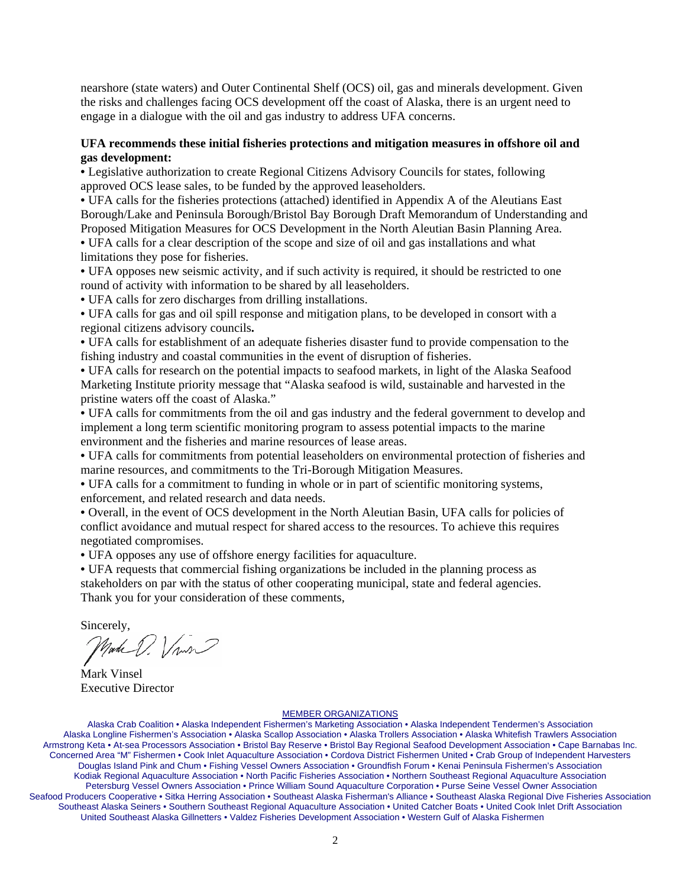nearshore (state waters) and Outer Continental Shelf (OCS) oil, gas and minerals development. Given the risks and challenges facing OCS development off the coast of Alaska, there is an urgent need to engage in a dialogue with the oil and gas industry to address UFA concerns.

**UFA recommends these initial fisheries protections and mitigation measures in offshore oil and gas development:**

- Legislative authorization to create Regional Citizens Advisory Councils for states, following approved OCS lease sales, to be funded by the approved leaseholders.
- UFA calls for the fisheries protections (attached) identified in Appendix A of the Aleutians East Borough/Lake and Peninsula Borough/Bristol Bay Borough Draft Memorandum of Understanding and Proposed Mitigation Measures for OCS Development in the North Aleutian Basin Planning Area.
- UFA calls for a clear description of the scope and size of oil and gas installations and what limitations they pose for fisheries.
- UFA opposes new seismic activity, and if such activity is required, it should be restricted to one round of activity with information to be shared by all leaseholders.
- UFA calls for zero discharges from drilling installations.
- UFA calls for gas and oil spill response and mitigation plans, to be developed in consort with a regional citizens advisory councils**.**
- UFA calls for establishment of an adequate fisheries disaster fund to provide compensation to the fishing industry and coastal communities in the event of disruption of fisheries.
- UFA calls for research on the potential impacts to seafood markets, in light of the Alaska Seafood Marketing Institute priority message that "Alaska seafood is wild, sustainable and harvested in the pristine waters off the coast of Alaska."
- UFA calls for commitments from the oil and gas industry and the federal government to develop and implement a long term scientific monitoring program to assess potential impacts to the marine environment and the fisheries and marine resources of lease areas.
- UFA calls for commitments from potential leaseholders on environmental protection of fisheries and marine resources, and commitments to the Tri-Borough Mitigation Measures.
- UFA calls for a commitment to funding in whole or in part of scientific monitoring systems, enforcement, and related research and data needs.
- Overall, in the event of OCS development in the North Aleutian Basin, UFA calls for policies of conflict avoidance and mutual respect for shared access to the resources. To achieve this requires negotiated compromises.
- UFA opposes any use of offshore energy facilities for aquaculture.
- UFA requests that commercial fishing organizations be included in the planning process as stakeholders on par with the status of other cooperating municipal, state and federal agencies.

Thank you for your consideration of these comments,

Sincerely,

Mark Vinsel
Executive Director

MEMBER ORGANIZATIONS

Alaska Crab Coalition • Alaska Independent Fishermen's Marketing Association • Alaska Independent Tendermen's Association
Alaska Longline Fishermen's Association • Alaska Scallop Association • Alaska Trollers Association • Alaska Whitefish Trawlers Association
Armstrong Keta • At-sea Processors Association • Bristol Bay Reserve • Bristol Bay Regional Seafood Development Association • Cape Barnabas Inc.
Concerned Area "M" Fishermen • Cook Inlet Aquaculture Association • Cordova District Fishermen United • Crab Group of Independent Harvesters
Douglas Island Pink and Chum • Fishing Vessel Owners Association • Groundfish Forum • Kenai Peninsula Fishermen's Association
Kodiak Regional Aquaculture Association • North Pacific Fisheries Association • Northern Southeast Regional Aquaculture Association
Petersburg Vessel Owners Association • Prince William Sound Aquaculture Corporation • Purse Seine Vessel Owner Association
Seafood Producers Cooperative • Sitka Herring Association • Southeast Alaska Fisherman's Alliance • Southeast Alaska Regional Dive Fisheries Association
Southeast Alaska Seiners • Southern Southeast Regional Aquaculture Association • United Catcher Boats • United Cook Inlet Drift Association
United Southeast Alaska Gillnetters • Valdez Fisheries Development Association • Western Gulf of Alaska Fishermen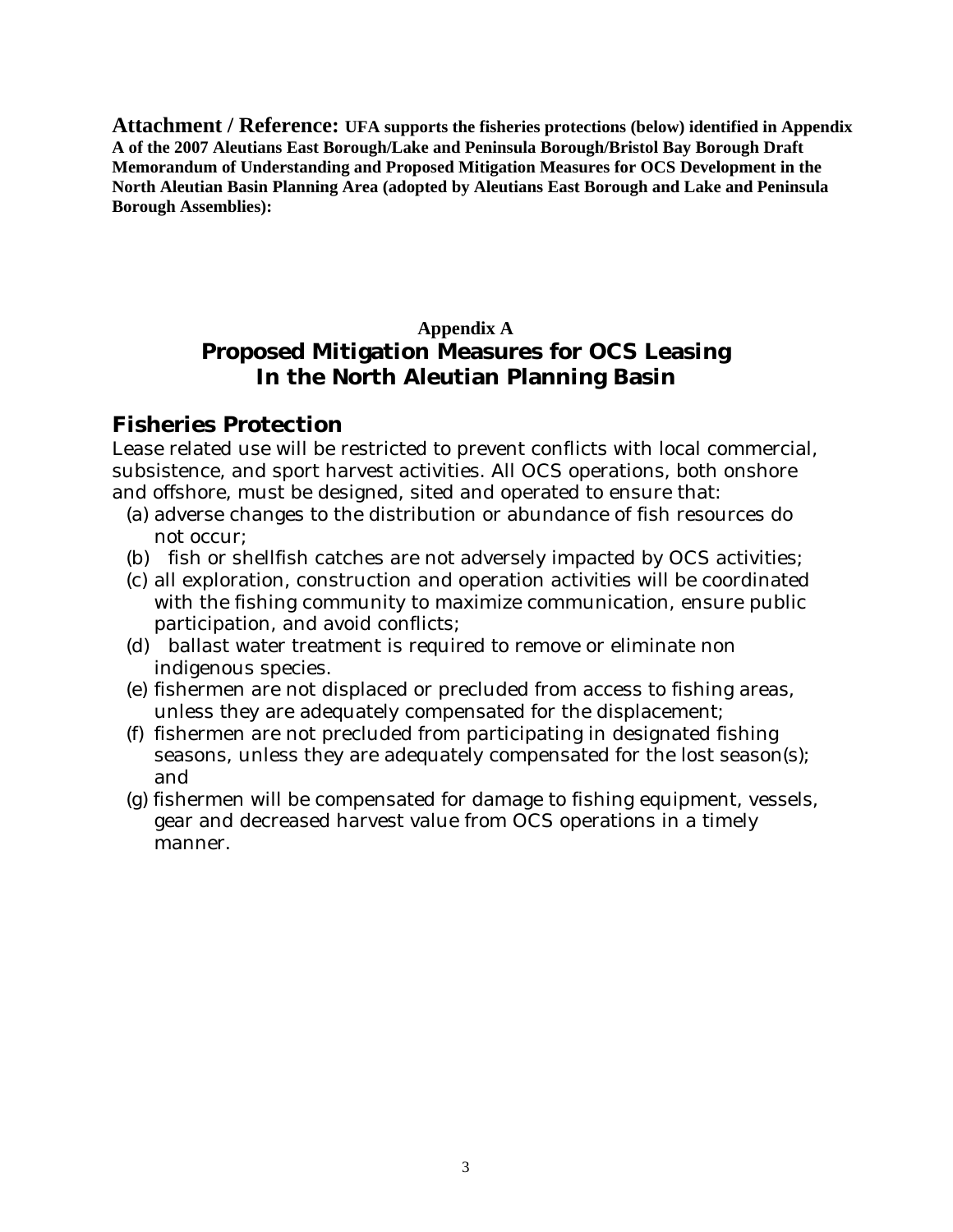**Attachment / Reference: UFA supports the fisheries protections (below) identified in Appendix A of the 2007 Aleutians East Borough/Lake and Peninsula Borough/Bristol Bay Borough Draft Memorandum of Understanding and Proposed Mitigation Measures for OCS Development in the North Aleutian Basin Planning Area (adopted by Aleutians East Borough and Lake and Peninsula Borough Assemblies):**

**Appendix A**

# Proposed Mitigation Measures for OCS Leasing In the North Aleutian Planning Basin

## Fisheries Protection

Lease related use will be restricted to prevent conflicts with local commercial, subsistence, and sport harvest activities. All OCS operations, both onshore and offshore, must be designed, sited and operated to ensure that:

(a) adverse changes to the distribution or abundance of fish resources do not occur;
(b) fish or shellfish catches are not adversely impacted by OCS activities;
(c) all exploration, construction and operation activities will be coordinated with the fishing community to maximize communication, ensure public participation, and avoid conflicts;
(d) ballast water treatment is required to remove or eliminate non indigenous species.
(e) fishermen are not displaced or precluded from access to fishing areas, unless they are adequately compensated for the displacement;
(f) fishermen are not precluded from participating in designated fishing seasons, unless they are adequately compensated for the lost season(s); and
(g) fishermen will be compensated for damage to fishing equipment, vessels, gear and decreased harvest value from OCS operations in a timely manner.